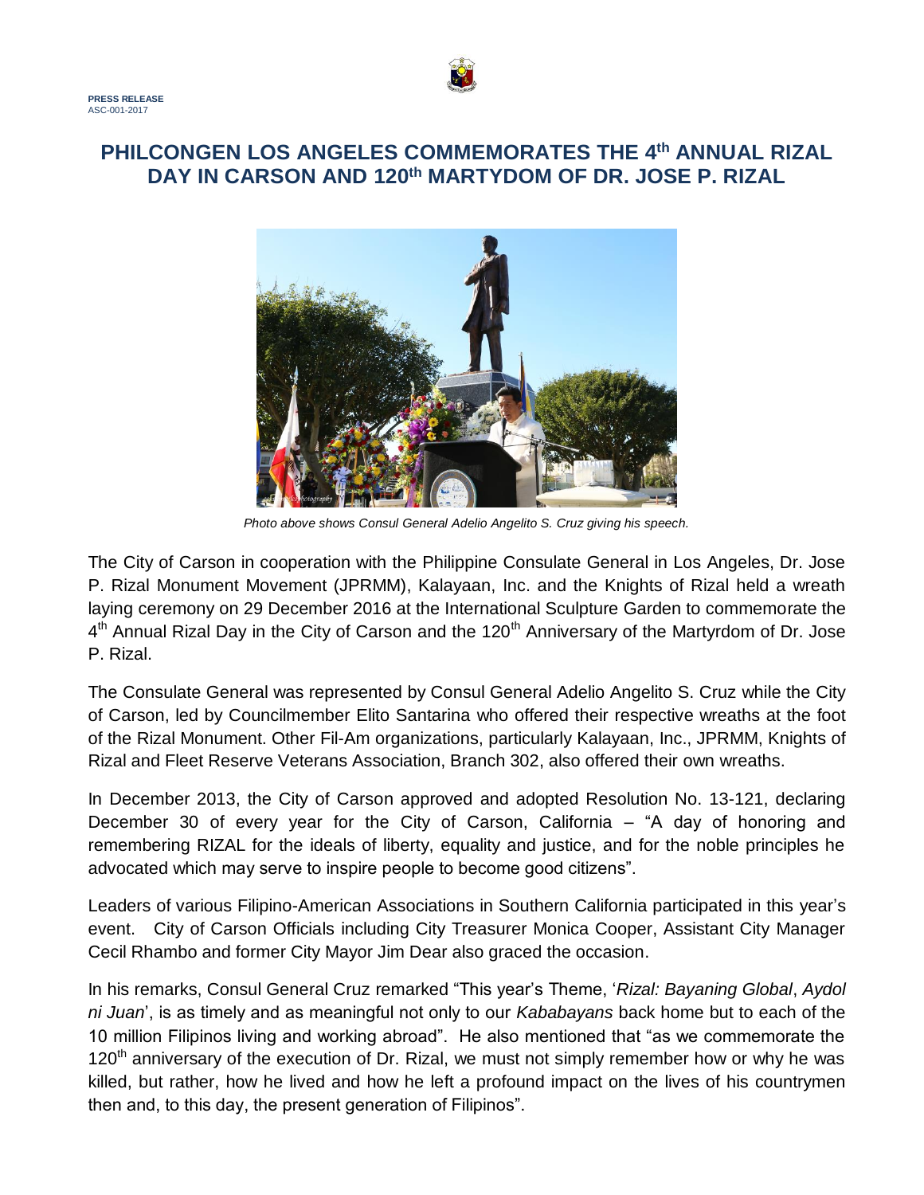**PRESS RELEASE**
ASC-001-2017

# PHILCONGEN LOS ANGELES COMMEMORATES THE 4th ANNUAL RIZAL DAY IN CARSON AND 120th MARTYDOM OF DR. JOSE P. RIZAL

*Photo above shows Consul General Adelio Angelito S. Cruz giving his speech.*

The City of Carson in cooperation with the Philippine Consulate General in Los Angeles, Dr. Jose P. Rizal Monument Movement (JPRMM), Kalayaan, Inc. and the Knights of Rizal held a wreath laying ceremony on 29 December 2016 at the International Sculpture Garden to commemorate the 4th Annual Rizal Day in the City of Carson and the 120th Anniversary of the Martyrdom of Dr. Jose P. Rizal.

The Consulate General was represented by Consul General Adelio Angelito S. Cruz while the City of Carson, led by Councilmember Elito Santarina who offered their respective wreaths at the foot of the Rizal Monument. Other Fil-Am organizations, particularly Kalayaan, Inc., JPRMM, Knights of Rizal and Fleet Reserve Veterans Association, Branch 302, also offered their own wreaths.

In December 2013, the City of Carson approved and adopted Resolution No. 13-121, declaring December 30 of every year for the City of Carson, California – "A day of honoring and remembering RIZAL for the ideals of liberty, equality and justice, and for the noble principles he advocated which may serve to inspire people to become good citizens".

Leaders of various Filipino-American Associations in Southern California participated in this year's event. City of Carson Officials including City Treasurer Monica Cooper, Assistant City Manager Cecil Rhambo and former City Mayor Jim Dear also graced the occasion.

In his remarks, Consul General Cruz remarked "This year's Theme, '*Rizal: Bayaning Global*, *Aydol ni Juan*', is as timely and as meaningful not only to our *Kababayans* back home but to each of the 10 million Filipinos living and working abroad". He also mentioned that "as we commemorate the 120th anniversary of the execution of Dr. Rizal, we must not simply remember how or why he was killed, but rather, how he lived and how he left a profound impact on the lives of his countrymen then and, to this day, the present generation of Filipinos".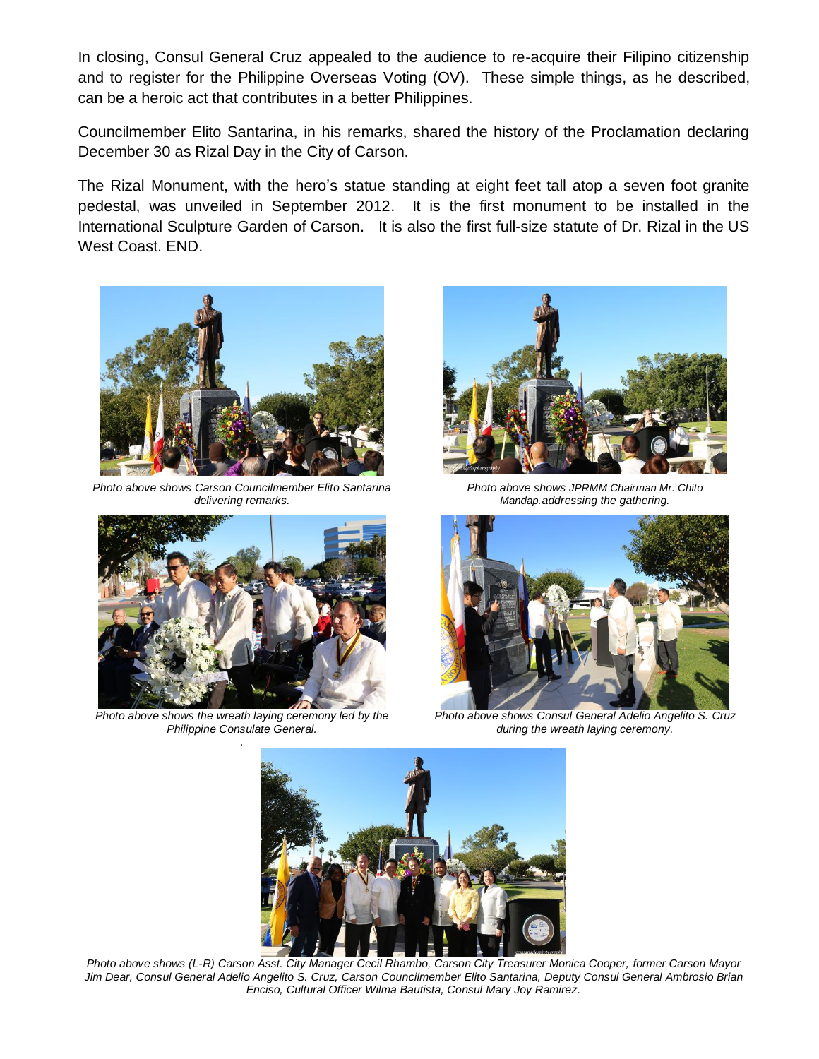In closing, Consul General Cruz appealed to the audience to re-acquire their Filipino citizenship and to register for the Philippine Overseas Voting (OV). These simple things, as he described, can be a heroic act that contributes in a better Philippines.

Councilmember Elito Santarina, in his remarks, shared the history of the Proclamation declaring December 30 as Rizal Day in the City of Carson.

The Rizal Monument, with the hero's statue standing at eight feet tall atop a seven foot granite pedestal, was unveiled in September 2012. It is the first monument to be installed in the International Sculpture Garden of Carson. It is also the first full-size statute of Dr. Rizal in the US West Coast. END.

*Photo above shows Carson Councilmember Elito Santarina delivering remarks.*

*Photo above shows JPRMM Chairman Mr. Chito Mandap.addressing the gathering.*

*Photo above shows the wreath laying ceremony led by the Philippine Consulate General.*

*Photo above shows Consul General Adelio Angelito S. Cruz during the wreath laying ceremony.*

*Photo above shows (L-R) Carson Asst. City Manager Cecil Rhambo, Carson City Treasurer Monica Cooper, former Carson Mayor Jim Dear, Consul General Adelio Angelito S. Cruz, Carson Councilmember Elito Santarina, Deputy Consul General Ambrosio Brian Enciso, Cultural Officer Wilma Bautista, Consul Mary Joy Ramirez.*